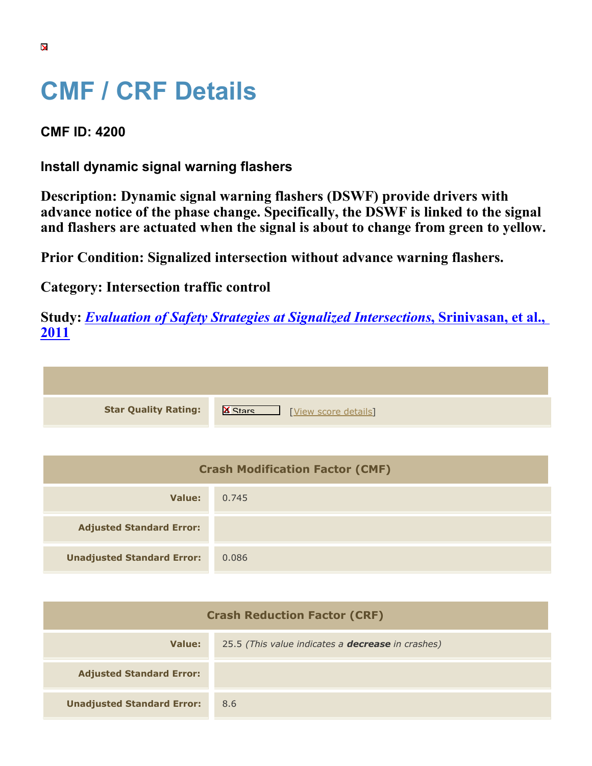# CMF / CRF Details

**CMF ID: 4200**

**Install dynamic signal warning flashers**

**Description: Dynamic signal warning flashers (DSWF) provide drivers with advance notice of the phase change. Specifically, the DSWF is linked to the signal and flashers are actuated when the signal is about to change from green to yellow.**

**Prior Condition: Signalized intersection without advance warning flashers.**

**Category: Intersection traffic control**

**Study: *Evaluation of Safety Strategies at Signalized Intersections*, Srinivasan, et al., 2011**

| | |
|---|---|
| **Star Quality Rating:** | Stars [View score details] |

| Crash Modification Factor (CMF) | |
|---|---|
| **Value:** | 0.745 |
| **Adjusted Standard Error:** | |
| **Unadjusted Standard Error:** | 0.086 |

| Crash Reduction Factor (CRF) | |
|---|---|
| **Value:** | 25.5 *(This value indicates a **decrease** in crashes)* |
| **Adjusted Standard Error:** | |
| **Unadjusted Standard Error:** | 8.6 |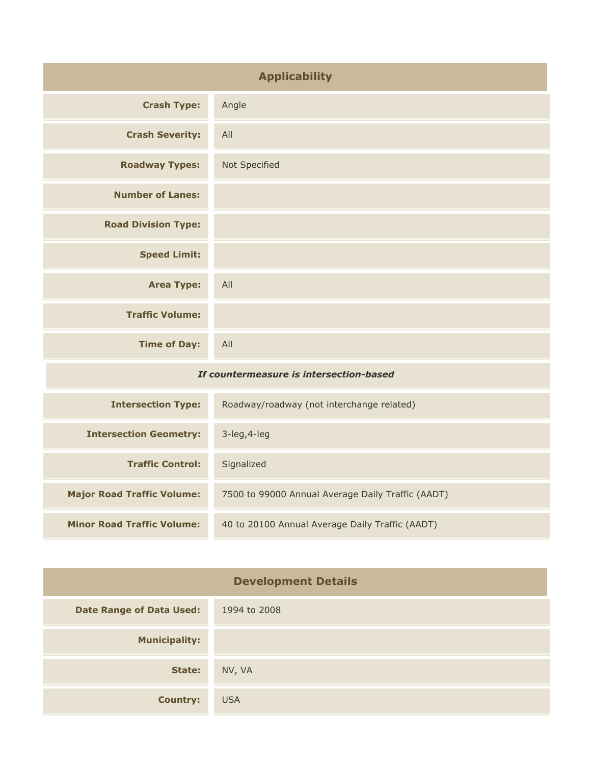## Applicability

| | |
|---|---|
| **Crash Type:** | Angle |
| **Crash Severity:** | All |
| **Roadway Types:** | Not Specified |
| **Number of Lanes:** | |
| **Road Division Type:** | |
| **Speed Limit:** | |
| **Area Type:** | All |
| **Traffic Volume:** | |
| **Time of Day:** | All |
| ***If countermeasure is intersection-based*** | |
| **Intersection Type:** | Roadway/roadway (not interchange related) |
| **Intersection Geometry:** | 3-leg,4-leg |
| **Traffic Control:** | Signalized |
| **Major Road Traffic Volume:** | 7500 to 99000 Annual Average Daily Traffic (AADT) |
| **Minor Road Traffic Volume:** | 40 to 20100 Annual Average Daily Traffic (AADT) |

## Development Details

| | |
|---|---|
| **Date Range of Data Used:** | 1994 to 2008 |
| **Municipality:** | |
| **State:** | NV, VA |
| **Country:** | USA |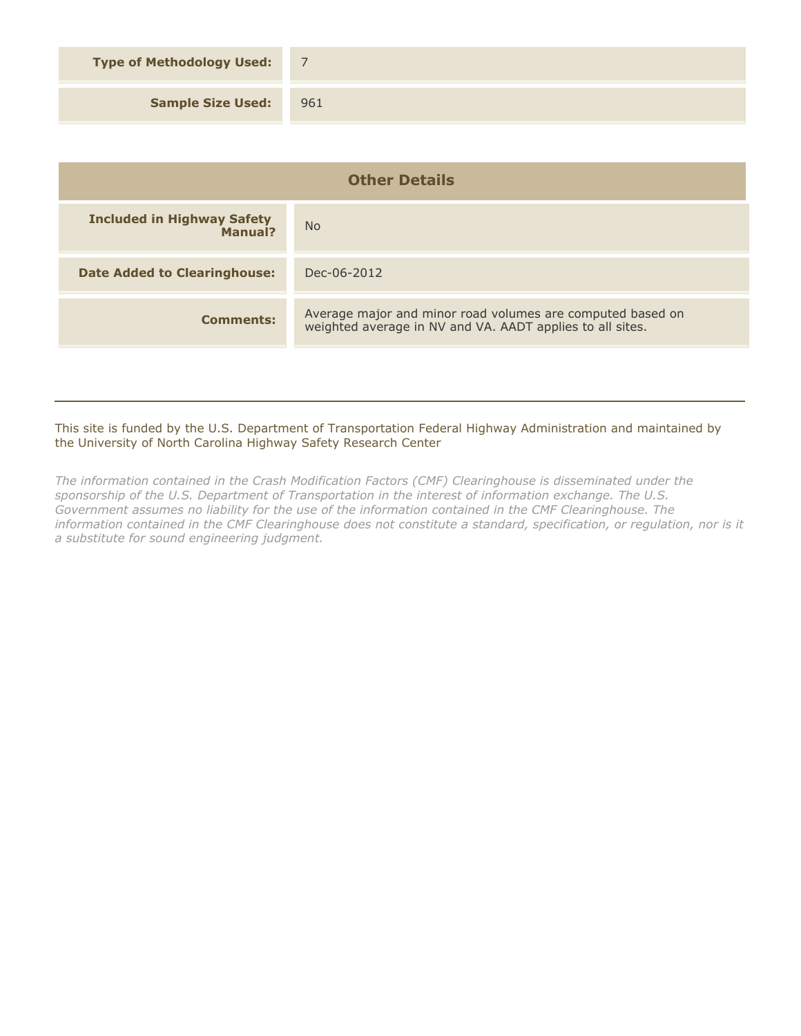| | |
|---|---|
| **Type of Methodology Used:** | 7 |
| **Sample Size Used:** | 961 |

## Other Details

| | |
|---|---|
| **Included in Highway Safety Manual?** | No |
| **Date Added to Clearinghouse:** | Dec-06-2012 |
| **Comments:** | Average major and minor road volumes are computed based on weighted average in NV and VA. AADT applies to all sites. |

---

This site is funded by the U.S. Department of Transportation Federal Highway Administration and maintained by the University of North Carolina Highway Safety Research Center

*The information contained in the Crash Modification Factors (CMF) Clearinghouse is disseminated under the sponsorship of the U.S. Department of Transportation in the interest of information exchange. The U.S. Government assumes no liability for the use of the information contained in the CMF Clearinghouse. The information contained in the CMF Clearinghouse does not constitute a standard, specification, or regulation, nor is it a substitute for sound engineering judgment.*